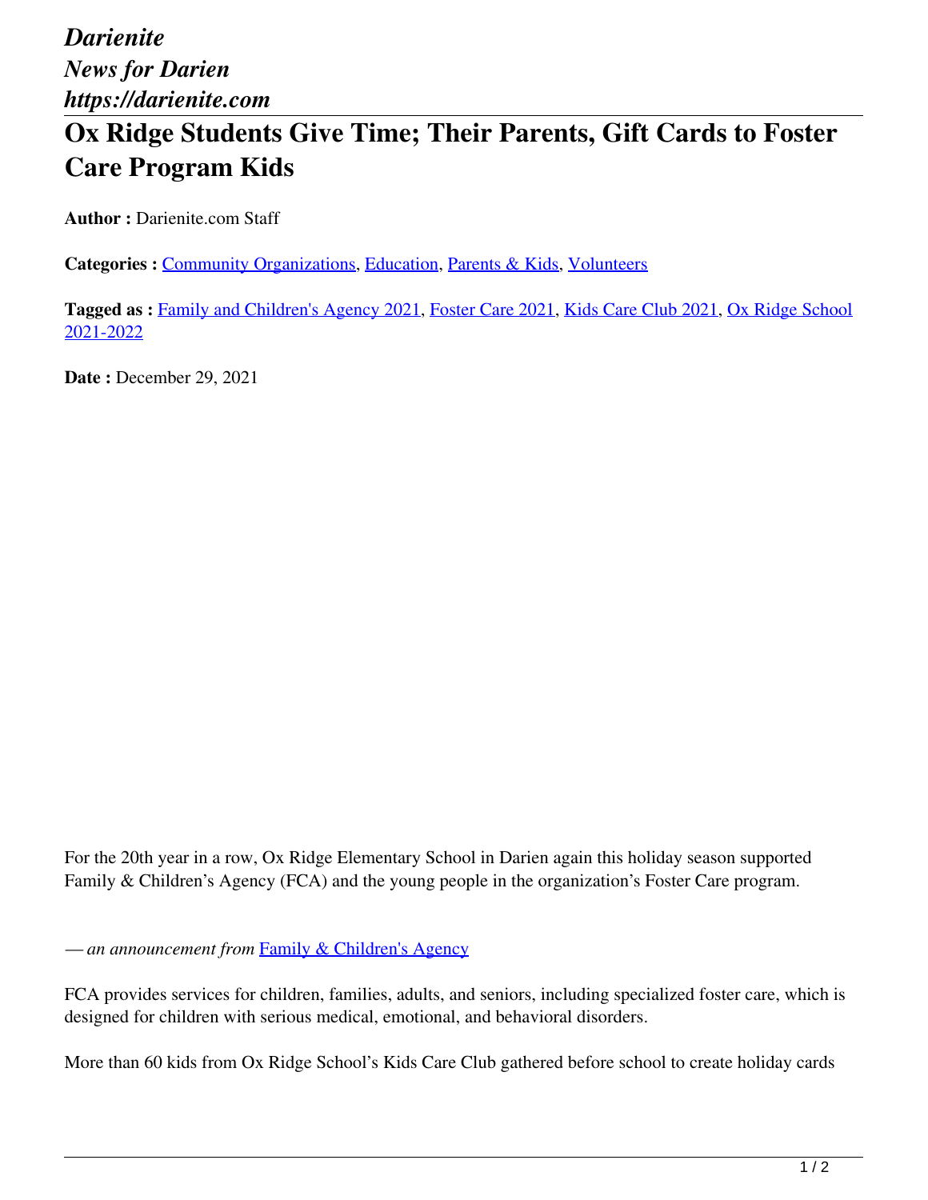*Darienite*
*News for Darien*
*https://darienite.com*

# Ox Ridge Students Give Time; Their Parents, Gift Cards to Foster Care Program Kids

**Author :** Darienite.com Staff

**Categories :** Community Organizations, Education, Parents & Kids, Volunteers

**Tagged as :** Family and Children's Agency 2021, Foster Care 2021, Kids Care Club 2021, Ox Ridge School 2021-2022

**Date :** December 29, 2021

For the 20th year in a row, Ox Ridge Elementary School in Darien again this holiday season supported Family & Children's Agency (FCA) and the young people in the organization's Foster Care program.

*— an announcement from* Family & Children's Agency

FCA provides services for children, families, adults, and seniors, including specialized foster care, which is designed for children with serious medical, emotional, and behavioral disorders.

More than 60 kids from Ox Ridge School's Kids Care Club gathered before school to create holiday cards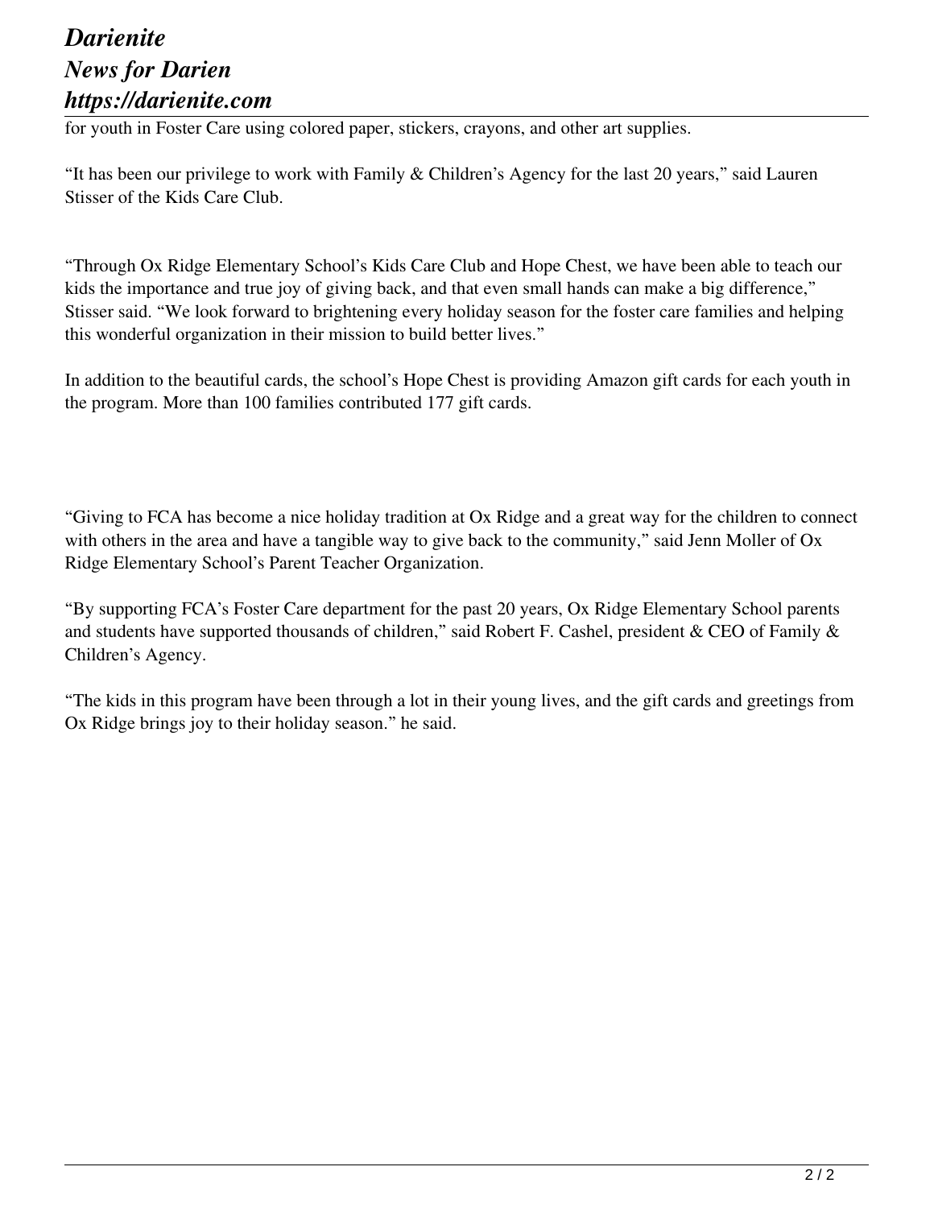for youth in Foster Care using colored paper, stickers, crayons, and other art supplies.

"It has been our privilege to work with Family & Children's Agency for the last 20 years," said Lauren Stisser of the Kids Care Club.

"Through Ox Ridge Elementary School's Kids Care Club and Hope Chest, we have been able to teach our kids the importance and true joy of giving back, and that even small hands can make a big difference," Stisser said. "We look forward to brightening every holiday season for the foster care families and helping this wonderful organization in their mission to build better lives."

In addition to the beautiful cards, the school's Hope Chest is providing Amazon gift cards for each youth in the program. More than 100 families contributed 177 gift cards.

"Giving to FCA has become a nice holiday tradition at Ox Ridge and a great way for the children to connect with others in the area and have a tangible way to give back to the community," said Jenn Moller of Ox Ridge Elementary School's Parent Teacher Organization.

"By supporting FCA's Foster Care department for the past 20 years, Ox Ridge Elementary School parents and students have supported thousands of children," said Robert F. Cashel, president & CEO of Family & Children's Agency.

"The kids in this program have been through a lot in their young lives, and the gift cards and greetings from Ox Ridge brings joy to their holiday season." he said.